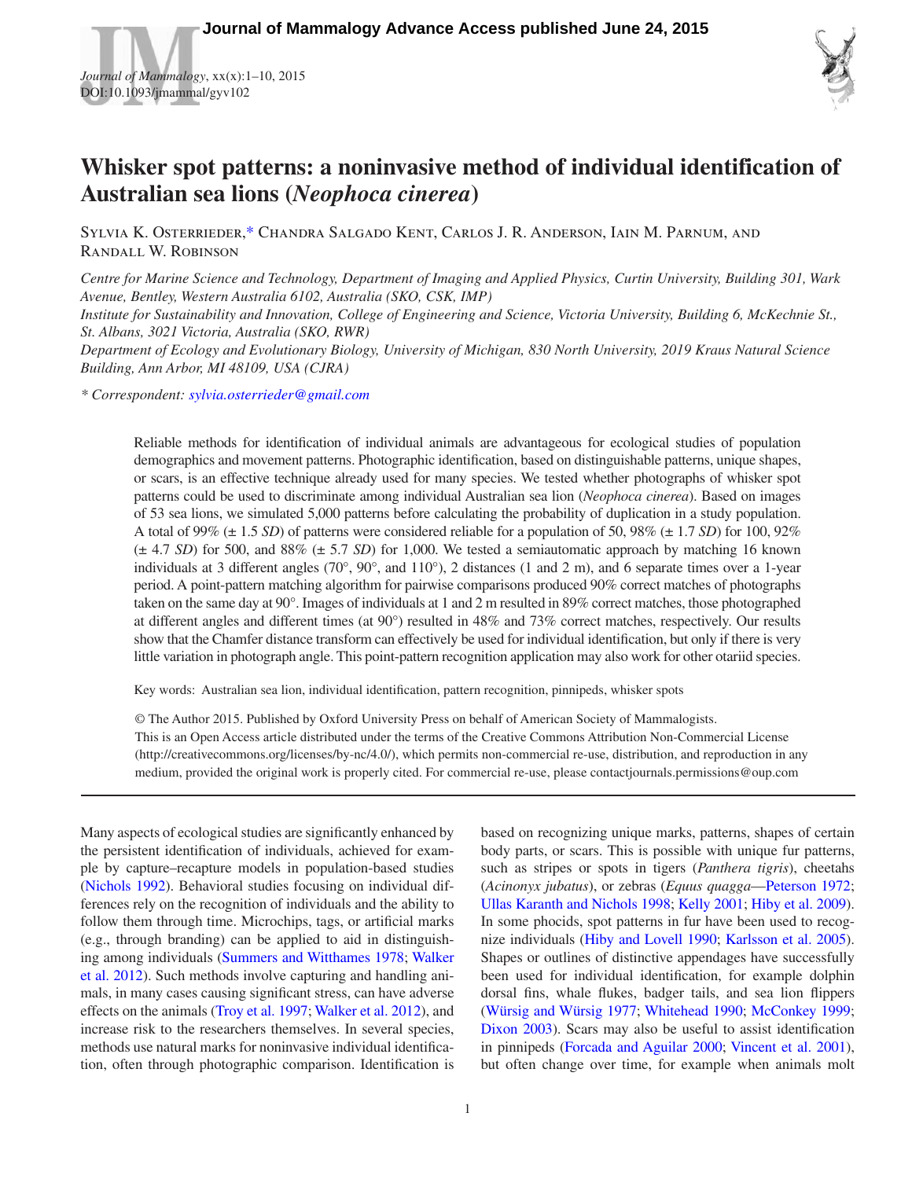# Whisker spot patterns: a noninvasive method of individual identification of Australian sea lions (*Neophoca cinerea*)

Sylvia K. Osterrieder,* Chandra Salgado Kent, Carlos J. R. Anderson, Iain M. Parnum, and Randall W. Robinson

*Centre for Marine Science and Technology, Department of Imaging and Applied Physics, Curtin University, Building 301, Wark Avenue, Bentley, Western Australia 6102, Australia (SKO, CSK, IMP)*

*Institute for Sustainability and Innovation, College of Engineering and Science, Victoria University, Building 6, McKechnie St., St. Albans, 3021 Victoria, Australia (SKO, RWR)*

*Department of Ecology and Evolutionary Biology, University of Michigan, 830 North University, 2019 Kraus Natural Science Building, Ann Arbor, MI 48109, USA (CJRA)*

*\* Correspondent: sylvia.osterrieder@gmail.com*

Reliable methods for identification of individual animals are advantageous for ecological studies of population demographics and movement patterns. Photographic identification, based on distinguishable patterns, unique shapes, or scars, is an effective technique already used for many species. We tested whether photographs of whisker spot patterns could be used to discriminate among individual Australian sea lion (*Neophoca cinerea*). Based on images of 53 sea lions, we simulated 5,000 patterns before calculating the probability of duplication in a study population. A total of 99% (± 1.5 *SD*) of patterns were considered reliable for a population of 50, 98% (± 1.7 *SD*) for 100, 92% (± 4.7 *SD*) for 500, and 88% (± 5.7 *SD*) for 1,000. We tested a semiautomatic approach by matching 16 known individuals at 3 different angles (70°, 90°, and 110°), 2 distances (1 and 2 m), and 6 separate times over a 1-year period. A point-pattern matching algorithm for pairwise comparisons produced 90% correct matches of photographs taken on the same day at 90°. Images of individuals at 1 and 2 m resulted in 89% correct matches, those photographed at different angles and different times (at 90°) resulted in 48% and 73% correct matches, respectively. Our results show that the Chamfer distance transform can effectively be used for individual identification, but only if there is very little variation in photograph angle. This point-pattern recognition application may also work for other otariid species.

Key words: Australian sea lion, individual identification, pattern recognition, pinnipeds, whisker spots

© The Author 2015. Published by Oxford University Press on behalf of American Society of Mammalogists.
This is an Open Access article distributed under the terms of the Creative Commons Attribution Non-Commercial License (http://creativecommons.org/licenses/by-nc/4.0/), which permits non-commercial re-use, distribution, and reproduction in any medium, provided the original work is properly cited. For commercial re-use, please contactjournals.permissions@oup.com

Many aspects of ecological studies are significantly enhanced by the persistent identification of individuals, achieved for example by capture–recapture models in population-based studies (Nichols 1992). Behavioral studies focusing on individual differences rely on the recognition of individuals and the ability to follow them through time. Microchips, tags, or artificial marks (e.g., through branding) can be applied to aid in distinguishing among individuals (Summers and Witthames 1978; Walker et al. 2012). Such methods involve capturing and handling animals, in many cases causing significant stress, can have adverse effects on the animals (Troy et al. 1997; Walker et al. 2012), and increase risk to the researchers themselves. In several species, methods use natural marks for noninvasive individual identification, often through photographic comparison. Identification is based on recognizing unique marks, patterns, shapes of certain body parts, or scars. This is possible with unique fur patterns, such as stripes or spots in tigers (*Panthera tigris*), cheetahs (*Acinonyx jubatus*), or zebras (*Equus quagga*—Peterson 1972; Ullas Karanth and Nichols 1998; Kelly 2001; Hiby et al. 2009). In some phocids, spot patterns in fur have been used to recognize individuals (Hiby and Lovell 1990; Karlsson et al. 2005). Shapes or outlines of distinctive appendages have successfully been used for individual identification, for example dolphin dorsal fins, whale flukes, badger tails, and sea lion flippers (Würsig and Würsig 1977; Whitehead 1990; McConkey 1999; Dixon 2003). Scars may also be useful to assist identification in pinnipeds (Forcada and Aguilar 2000; Vincent et al. 2001), but often change over time, for example when animals molt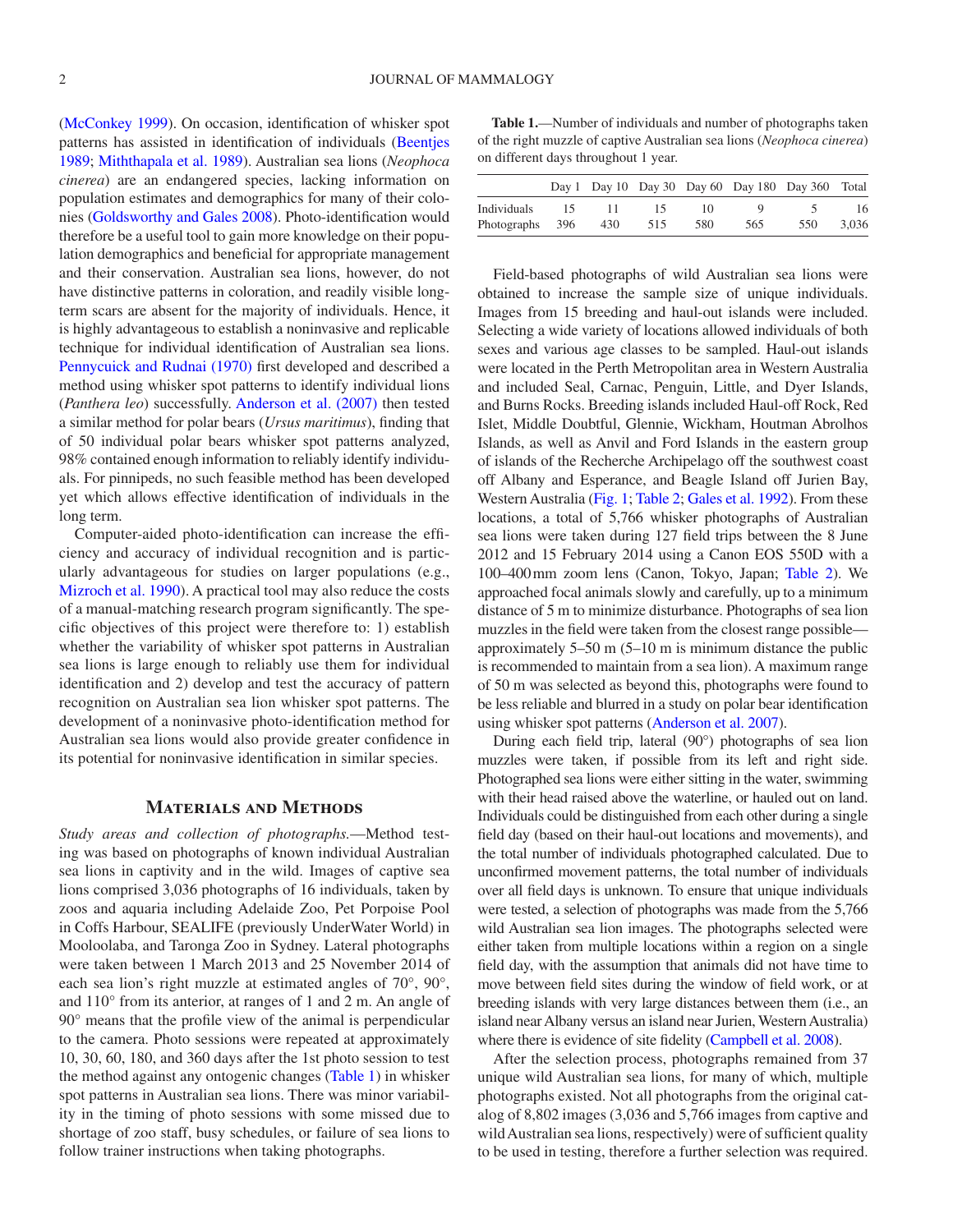(McConkey 1999). On occasion, identification of whisker spot patterns has assisted in identification of individuals (Beentjes 1989; Miththapala et al. 1989). Australian sea lions (*Neophoca cinerea*) are an endangered species, lacking information on population estimates and demographics for many of their colonies (Goldsworthy and Gales 2008). Photo-identification would therefore be a useful tool to gain more knowledge on their population demographics and beneficial for appropriate management and their conservation. Australian sea lions, however, do not have distinctive patterns in coloration, and readily visible long-term scars are absent for the majority of individuals. Hence, it is highly advantageous to establish a noninvasive and replicable technique for individual identification of Australian sea lions. Pennycuick and Rudnai (1970) first developed and described a method using whisker spot patterns to identify individual lions (*Panthera leo*) successfully. Anderson et al. (2007) then tested a similar method for polar bears (*Ursus maritimus*), finding that of 50 individual polar bears whisker spot patterns analyzed, 98% contained enough information to reliably identify individuals. For pinnipeds, no such feasible method has been developed yet which allows effective identification of individuals in the long term.

Computer-aided photo-identification can increase the efficiency and accuracy of individual recognition and is particularly advantageous for studies on larger populations (e.g., Mizroch et al. 1990). A practical tool may also reduce the costs of a manual-matching research program significantly. The specific objectives of this project were therefore to: 1) establish whether the variability of whisker spot patterns in Australian sea lions is large enough to reliably use them for individual identification and 2) develop and test the accuracy of pattern recognition on Australian sea lion whisker spot patterns. The development of a noninvasive photo-identification method for Australian sea lions would also provide greater confidence in its potential for noninvasive identification in similar species.

## Materials and Methods

*Study areas and collection of photographs.*—Method testing was based on photographs of known individual Australian sea lions in captivity and in the wild. Images of captive sea lions comprised 3,036 photographs of 16 individuals, taken by zoos and aquaria including Adelaide Zoo, Pet Porpoise Pool in Coffs Harbour, SEALIFE (previously UnderWater World) in Mooloolaba, and Taronga Zoo in Sydney. Lateral photographs were taken between 1 March 2013 and 25 November 2014 of each sea lion's right muzzle at estimated angles of 70°, 90°, and 110° from its anterior, at ranges of 1 and 2 m. An angle of 90° means that the profile view of the animal is perpendicular to the camera. Photo sessions were repeated at approximately 10, 30, 60, 180, and 360 days after the 1st photo session to test the method against any ontogenic changes (Table 1) in whisker spot patterns in Australian sea lions. There was minor variability in the timing of photo sessions with some missed due to shortage of zoo staff, busy schedules, or failure of sea lions to follow trainer instructions when taking photographs.

**Table 1.**—Number of individuals and number of photographs taken of the right muzzle of captive Australian sea lions (*Neophoca cinerea*) on different days throughout 1 year.

| | Day 1 | Day 10 | Day 30 | Day 60 | Day 180 | Day 360 | Total |
|---|---|---|---|---|---|---|---|
| Individuals | 15 | 11 | 15 | 10 | 9 | 5 | 16 |
| Photographs | 396 | 430 | 515 | 580 | 565 | 550 | 3,036 |

Field-based photographs of wild Australian sea lions were obtained to increase the sample size of unique individuals. Images from 15 breeding and haul-out islands were included. Selecting a wide variety of locations allowed individuals of both sexes and various age classes to be sampled. Haul-out islands were located in the Perth Metropolitan area in Western Australia and included Seal, Carnac, Penguin, Little, and Dyer Islands, and Burns Rocks. Breeding islands included Haul-off Rock, Red Islet, Middle Doubtful, Glennie, Wickham, Houtman Abrolhos Islands, as well as Anvil and Ford Islands in the eastern group of islands of the Recherche Archipelago off the southwest coast off Albany and Esperance, and Beagle Island off Jurien Bay, Western Australia (Fig. 1; Table 2; Gales et al. 1992). From these locations, a total of 5,766 whisker photographs of Australian sea lions were taken during 127 field trips between the 8 June 2012 and 15 February 2014 using a Canon EOS 550D with a 100–400 mm zoom lens (Canon, Tokyo, Japan; Table 2). We approached focal animals slowly and carefully, up to a minimum distance of 5 m to minimize disturbance. Photographs of sea lion muzzles in the field were taken from the closest range possible—approximately 5–50 m (5–10 m is minimum distance the public is recommended to maintain from a sea lion). A maximum range of 50 m was selected as beyond this, photographs were found to be less reliable and blurred in a study on polar bear identification using whisker spot patterns (Anderson et al. 2007).

During each field trip, lateral (90°) photographs of sea lion muzzles were taken, if possible from its left and right side. Photographed sea lions were either sitting in the water, swimming with their head raised above the waterline, or hauled out on land. Individuals could be distinguished from each other during a single field day (based on their haul-out locations and movements), and the total number of individuals photographed calculated. Due to unconfirmed movement patterns, the total number of individuals over all field days is unknown. To ensure that unique individuals were tested, a selection of photographs was made from the 5,766 wild Australian sea lion images. The photographs selected were either taken from multiple locations within a region on a single field day, with the assumption that animals did not have time to move between field sites during the window of field work, or at breeding islands with very large distances between them (i.e., an island near Albany versus an island near Jurien, Western Australia) where there is evidence of site fidelity (Campbell et al. 2008).

After the selection process, photographs remained from 37 unique wild Australian sea lions, for many of which, multiple photographs existed. Not all photographs from the original catalog of 8,802 images (3,036 and 5,766 images from captive and wild Australian sea lions, respectively) were of sufficient quality to be used in testing, therefore a further selection was required.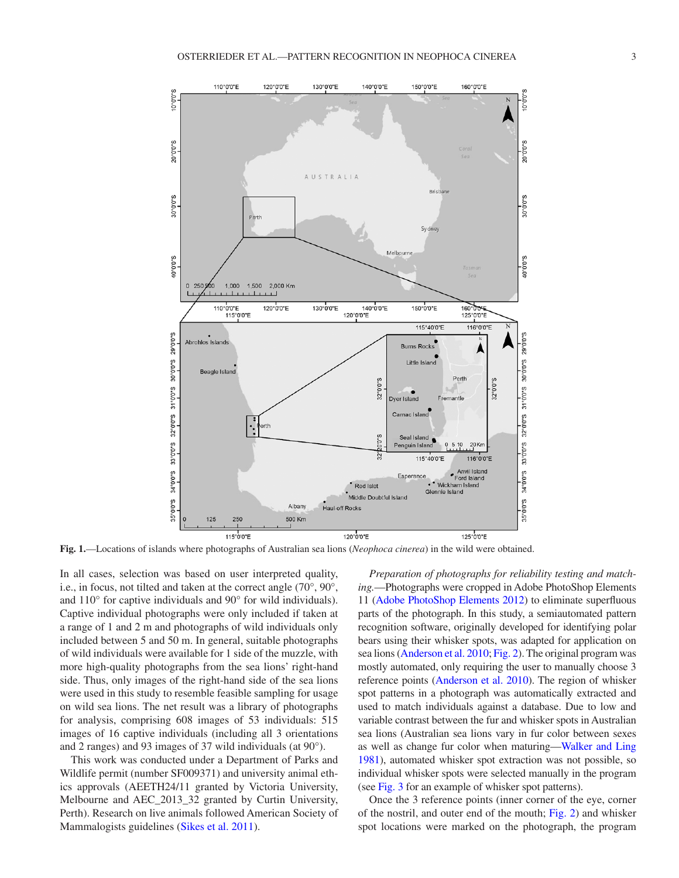Fig. 1.—Locations of islands where photographs of Australian sea lions (*Neophoca cinerea*) in the wild were obtained.

In all cases, selection was based on user interpreted quality, i.e., in focus, not tilted and taken at the correct angle (70°, 90°, and 110° for captive individuals and 90° for wild individuals). Captive individual photographs were only included if taken at a range of 1 and 2 m and photographs of wild individuals only included between 5 and 50 m. In general, suitable photographs of wild individuals were available for 1 side of the muzzle, with more high-quality photographs from the sea lions' right-hand side. Thus, only images of the right-hand side of the sea lions were used in this study to resemble feasible sampling for usage on wild sea lions. The net result was a library of photographs for analysis, comprising 608 images of 53 individuals: 515 images of 16 captive individuals (including all 3 orientations and 2 ranges) and 93 images of 37 wild individuals (at 90°).

This work was conducted under a Department of Parks and Wildlife permit (number SF009371) and university animal ethics approvals (AEETH24/11 granted by Victoria University, Melbourne and AEC_2013_32 granted by Curtin University, Perth). Research on live animals followed American Society of Mammalogists guidelines (Sikes et al. 2011).

*Preparation of photographs for reliability testing and matching.*—Photographs were cropped in Adobe PhotoShop Elements 11 (Adobe PhotoShop Elements 2012) to eliminate superfluous parts of the photograph. In this study, a semiautomated pattern recognition software, originally developed for identifying polar bears using their whisker spots, was adapted for application on sea lions (Anderson et al. 2010; Fig. 2). The original program was mostly automated, only requiring the user to manually choose 3 reference points (Anderson et al. 2010). The region of whisker spot patterns in a photograph was automatically extracted and used to match individuals against a database. Due to low and variable contrast between the fur and whisker spots in Australian sea lions (Australian sea lions vary in fur color between sexes as well as change fur color when maturing—Walker and Ling 1981), automated whisker spot extraction was not possible, so individual whisker spots were selected manually in the program (see Fig. 3 for an example of whisker spot patterns).

Once the 3 reference points (inner corner of the eye, corner of the nostril, and outer end of the mouth; Fig. 2) and whisker spot locations were marked on the photograph, the program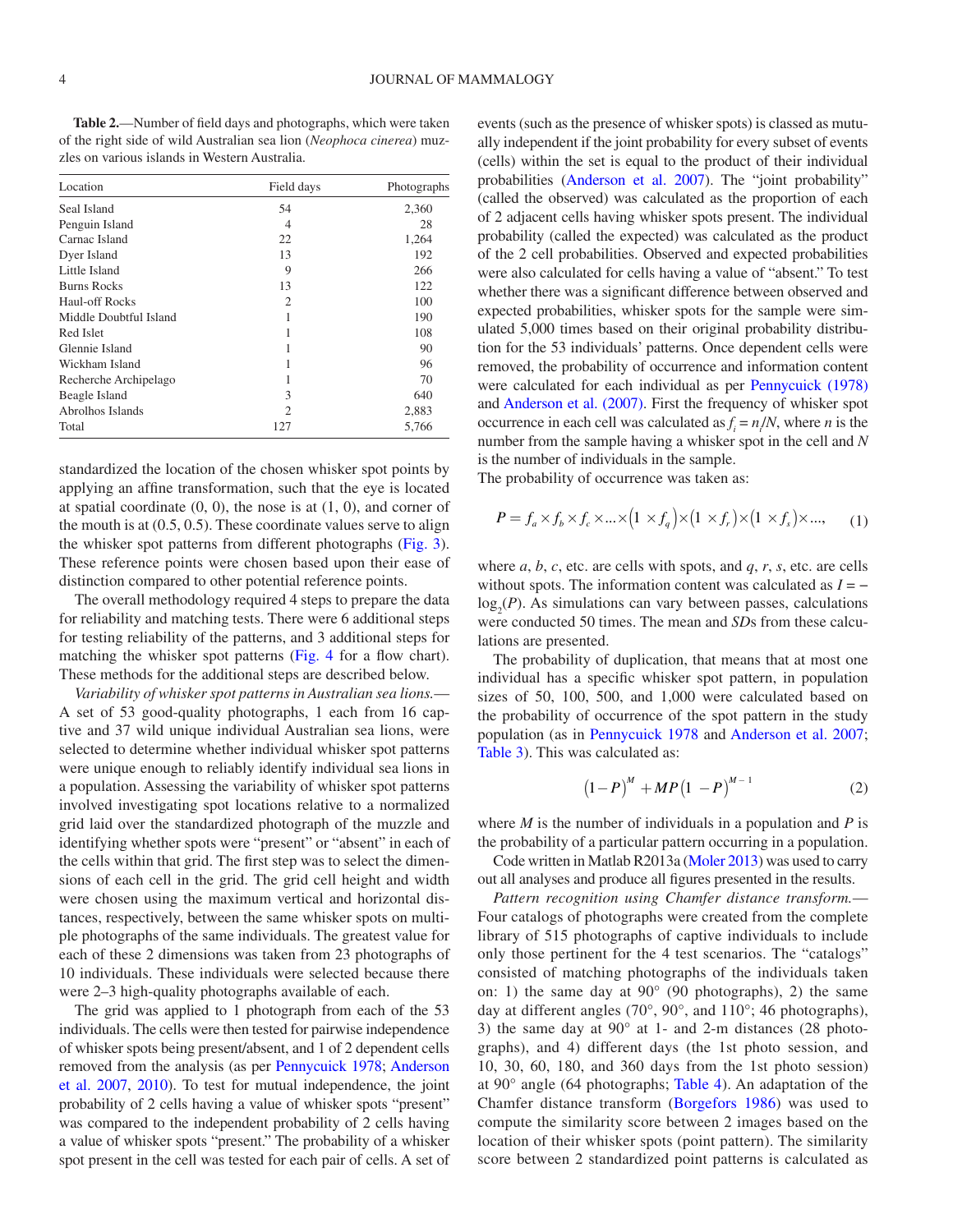**Table 2.**—Number of field days and photographs, which were taken of the right side of wild Australian sea lion (*Neophoca cinerea*) muzzles on various islands in Western Australia.

| Location | Field days | Photographs |
|---|---|---|
| Seal Island | 54 | 2,360 |
| Penguin Island | 4 | 28 |
| Carnac Island | 22 | 1,264 |
| Dyer Island | 13 | 192 |
| Little Island | 9 | 266 |
| Burns Rocks | 13 | 122 |
| Haul-off Rocks | 2 | 100 |
| Middle Doubtful Island | 1 | 190 |
| Red Islet | 1 | 108 |
| Glennie Island | 1 | 90 |
| Wickham Island | 1 | 96 |
| Recherche Archipelago | 1 | 70 |
| Beagle Island | 3 | 640 |
| Abrolhos Islands | 2 | 2,883 |
| Total | 127 | 5,766 |

standardized the location of the chosen whisker spot points by applying an affine transformation, such that the eye is located at spatial coordinate (0, 0), the nose is at (1, 0), and corner of the mouth is at (0.5, 0.5). These coordinate values serve to align the whisker spot patterns from different photographs (Fig. 3). These reference points were chosen based upon their ease of distinction compared to other potential reference points.

The overall methodology required 4 steps to prepare the data for reliability and matching tests. There were 6 additional steps for testing reliability of the patterns, and 3 additional steps for matching the whisker spot patterns (Fig. 4 for a flow chart). These methods for the additional steps are described below.

*Variability of whisker spot patterns in Australian sea lions.*— A set of 53 good-quality photographs, 1 each from 16 captive and 37 wild unique individual Australian sea lions, were selected to determine whether individual whisker spot patterns were unique enough to reliably identify individual sea lions in a population. Assessing the variability of whisker spot patterns involved investigating spot locations relative to a normalized grid laid over the standardized photograph of the muzzle and identifying whether spots were "present" or "absent" in each of the cells within that grid. The first step was to select the dimensions of each cell in the grid. The grid cell height and width were chosen using the maximum vertical and horizontal distances, respectively, between the same whisker spots on multiple photographs of the same individuals. The greatest value for each of these 2 dimensions was taken from 23 photographs of 10 individuals. These individuals were selected because there were 2–3 high-quality photographs available of each.

The grid was applied to 1 photograph from each of the 53 individuals. The cells were then tested for pairwise independence of whisker spots being present/absent, and 1 of 2 dependent cells removed from the analysis (as per Pennycuick 1978; Anderson et al. 2007, 2010). To test for mutual independence, the joint probability of 2 cells having a value of whisker spots "present" was compared to the independent probability of 2 cells having a value of whisker spots "present." The probability of a whisker spot present in the cell was tested for each pair of cells. A set of events (such as the presence of whisker spots) is classed as mutually independent if the joint probability for every subset of events (cells) within the set is equal to the product of their individual probabilities (Anderson et al. 2007). The "joint probability" (called the observed) was calculated as the proportion of each of 2 adjacent cells having whisker spots present. The individual probability (called the expected) was calculated as the product of the 2 cell probabilities. Observed and expected probabilities were also calculated for cells having a value of "absent." To test whether there was a significant difference between observed and expected probabilities, whisker spots for the sample were simulated 5,000 times based on their original probability distribution for the 53 individuals' patterns. Once dependent cells were removed, the probability of occurrence and information content were calculated for each individual as per Pennycuick (1978) and Anderson et al. (2007). First the frequency of whisker spot occurrence in each cell was calculated as $f_i = n_i/N$, where $n$ is the number from the sample having a whisker spot in the cell and $N$ is the number of individuals in the sample.

The probability of occurrence was taken as:

$$P = f_a \times f_b \times f_c \times \ldots \times \left(1 \times f_q\right) \times \left(1 \times f_r\right) \times \left(1 \times f_s\right) \times \ldots, \quad (1)$$

where $a$, $b$, $c$, etc. are cells with spots, and $q$, $r$, $s$, etc. are cells without spots. The information content was calculated as $I = -\log_2(P)$. As simulations can vary between passes, calculations were conducted 50 times. The mean and *SD*s from these calculations are presented.

The probability of duplication, that means that at most one individual has a specific whisker spot pattern, in population sizes of 50, 100, 500, and 1,000 were calculated based on the probability of occurrence of the spot pattern in the study population (as in Pennycuick 1978 and Anderson et al. 2007; Table 3). This was calculated as:

$$\left(1-P\right)^{M} + MP\left(1 - P\right)^{M-1} \quad (2)$$

where $M$ is the number of individuals in a population and $P$ is the probability of a particular pattern occurring in a population.

Code written in Matlab R2013a (Moler 2013) was used to carry out all analyses and produce all figures presented in the results.

*Pattern recognition using Chamfer distance transform.*— Four catalogs of photographs were created from the complete library of 515 photographs of captive individuals to include only those pertinent for the 4 test scenarios. The "catalogs" consisted of matching photographs of the individuals taken on: 1) the same day at 90° (90 photographs), 2) the same day at different angles (70°, 90°, and 110°; 46 photographs), 3) the same day at 90° at 1- and 2-m distances (28 photographs), and 4) different days (the 1st photo session, and 10, 30, 60, 180, and 360 days from the 1st photo session) at 90° angle (64 photographs; Table 4). An adaptation of the Chamfer distance transform (Borgefors 1986) was used to compute the similarity score between 2 images based on the location of their whisker spots (point pattern). The similarity score between 2 standardized point patterns is calculated as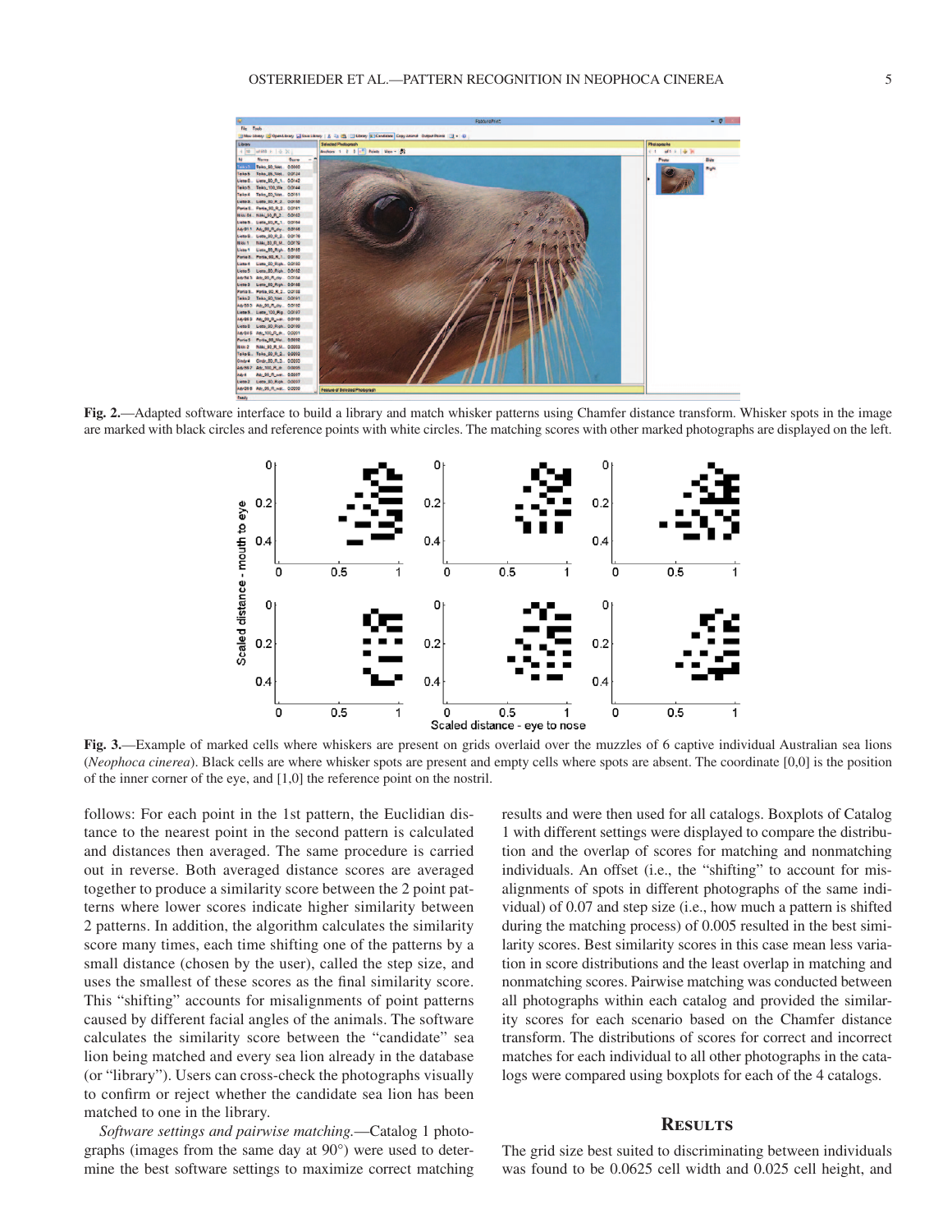**Fig. 2.**—Adapted software interface to build a library and match whisker patterns using Chamfer distance transform. Whisker spots in the image are marked with black circles and reference points with white circles. The matching scores with other marked photographs are displayed on the left.

**Fig. 3.**—Example of marked cells where whiskers are present on grids overlaid over the muzzles of 6 captive individual Australian sea lions (*Neophoca cinerea*). Black cells are where whisker spots are present and empty cells where spots are absent. The coordinate [0,0] is the position of the inner corner of the eye, and [1,0] the reference point on the nostril.

follows: For each point in the 1st pattern, the Euclidian distance to the nearest point in the second pattern is calculated and distances then averaged. The same procedure is carried out in reverse. Both averaged distance scores are averaged together to produce a similarity score between the 2 point patterns where lower scores indicate higher similarity between 2 patterns. In addition, the algorithm calculates the similarity score many times, each time shifting one of the patterns by a small distance (chosen by the user), called the step size, and uses the smallest of these scores as the final similarity score. This "shifting" accounts for misalignments of point patterns caused by different facial angles of the animals. The software calculates the similarity score between the "candidate" sea lion being matched and every sea lion already in the database (or "library"). Users can cross-check the photographs visually to confirm or reject whether the candidate sea lion has been matched to one in the library.

*Software settings and pairwise matching.*—Catalog 1 photographs (images from the same day at 90°) were used to determine the best software settings to maximize correct matching results and were then used for all catalogs. Boxplots of Catalog 1 with different settings were displayed to compare the distribution and the overlap of scores for matching and nonmatching individuals. An offset (i.e., the "shifting" to account for misalignments of spots in different photographs of the same individual) of 0.07 and step size (i.e., how much a pattern is shifted during the matching process) of 0.005 resulted in the best similarity scores. Best similarity scores in this case mean less variation in score distributions and the least overlap in matching and nonmatching scores. Pairwise matching was conducted between all photographs within each catalog and provided the similarity scores for each scenario based on the Chamfer distance transform. The distributions of scores for correct and incorrect matches for each individual to all other photographs in the catalogs were compared using boxplots for each of the 4 catalogs.

## Results

The grid size best suited to discriminating between individuals was found to be 0.0625 cell width and 0.025 cell height, and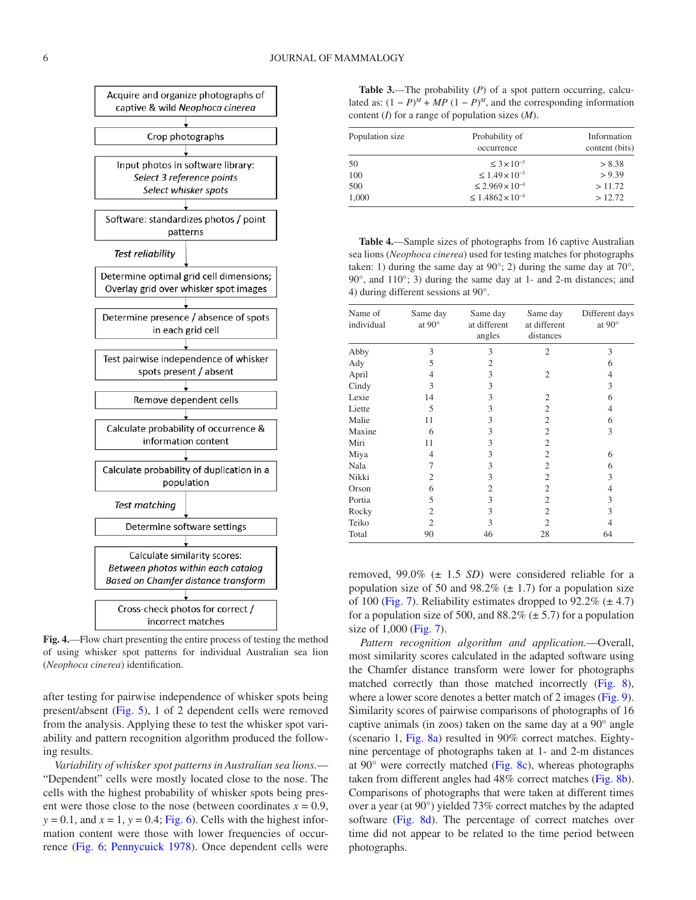Acquire and organize photographs of captive & wild *Neophoca cinerea*

↓

Crop photographs

↓

Input photos in software library:
*Select 3 reference points*
*Select whisker spots*

↓

Software: standardizes photos / point patterns

↓ *Test reliability*

Determine optimal grid cell dimensions; Overlay grid over whisker spot images

↓

Determine presence / absence of spots in each grid cell

↓

Test pairwise independence of whisker spots present / absent

↓

Remove dependent cells

↓

Calculate probability of occurrence & information content

↓

Calculate probability of duplication in a population

↓ *Test matching*

Determine software settings

↓

Calculate similarity scores:
*Between photos within each catalog*
*Based on Chamfer distance transform*

↓

Cross-check photos for correct / incorrect matches

**Fig. 4.**—Flow chart presenting the entire process of testing the method of using whisker spot patterns for individual Australian sea lion (*Neophoca cinerea*) identification.

after testing for pairwise independence of whisker spots being present/absent (Fig. 5), 1 of 2 dependent cells were removed from the analysis. Applying these to test the whisker spot variability and pattern recognition algorithm produced the following results.

*Variability of whisker spot patterns in Australian sea lions.*—"Dependent" cells were mostly located close to the nose. The cells with the highest probability of whisker spots being present were those close to the nose (between coordinates $x = 0.9$, $y = 0.1$, and $x = 1$, $y = 0.4$; Fig. 6). Cells with the highest information content were those with lower frequencies of occurrence (Fig. 6; Pennycuick 1978). Once dependent cells were removed, 99.0% (± 1.5 *SD*) were considered reliable for a population size of 50 and 98.2% (± 1.7) for a population size of 100 (Fig. 7). Reliability estimates dropped to 92.2% (± 4.7) for a population size of 500, and 88.2% (± 5.7) for a population size of 1,000 (Fig. 7).

**Table 3.**—The probability (*P*) of a spot pattern occurring, calculated as: $(1 - P)^M + MP\,(1 - P)^M$, and the corresponding information content (*I*) for a range of population sizes (*M*).

| Population size | Probability of occurrence | Information content (bits) |
|---|---|---|
| 50 | $\leq 3 \times 10^{-3}$ | > 8.38 |
| 100 | $\leq 1.49 \times 10^{-3}$ | > 9.39 |
| 500 | $\leq 2.969 \times 10^{-4}$ | > 11.72 |
| 1,000 | $\leq 1.4862 \times 10^{-4}$ | > 12.72 |

**Table 4.**—Sample sizes of photographs from 16 captive Australian sea lions (*Neophoca cinerea*) used for testing matches for photographs taken: 1) during the same day at 90°; 2) during the same day at 70°, 90°, and 110°; 3) during the same day at 1- and 2-m distances; and 4) during different sessions at 90°.

| Name of individual | Same day at 90° | Same day at different angles | Same day at different distances | Different days at 90° |
|---|---|---|---|---|
| Abby | 3 | 3 | 2 | 3 |
| Ady | 5 | 2 | | 6 |
| April | 4 | 3 | 2 | 4 |
| Cindy | 3 | 3 | | 3 |
| Lexie | 14 | 3 | 2 | 6 |
| Liette | 5 | 3 | 2 | 4 |
| Malie | 11 | 3 | 2 | 6 |
| Maxine | 6 | 3 | 2 | 3 |
| Miri | 11 | 3 | 2 | |
| Miya | 4 | 3 | 2 | 6 |
| Nala | 7 | 3 | 2 | 6 |
| Nikki | 2 | 3 | 2 | 3 |
| Orson | 6 | 2 | 2 | 4 |
| Portia | 5 | 3 | 2 | 3 |
| Rocky | 2 | 3 | 2 | 3 |
| Teiko | 2 | 3 | 2 | 4 |
| Total | 90 | 46 | 28 | 64 |

*Pattern recognition algorithm and application.*—Overall, most similarity scores calculated in the adapted software using the Chamfer distance transform were lower for photographs matched correctly than those matched incorrectly (Fig. 8), where a lower score denotes a better match of 2 images (Fig. 9). Similarity scores of pairwise comparisons of photographs of 16 captive animals (in zoos) taken on the same day at a 90° angle (scenario 1, Fig. 8a) resulted in 90% correct matches. Eighty-nine percentage of photographs taken at 1- and 2-m distances at 90° were correctly matched (Fig. 8c), whereas photographs taken from different angles had 48% correct matches (Fig. 8b). Comparisons of photographs that were taken at different times over a year (at 90°) yielded 73% correct matches by the adapted software (Fig. 8d). The percentage of correct matches over time did not appear to be related to the time period between photographs.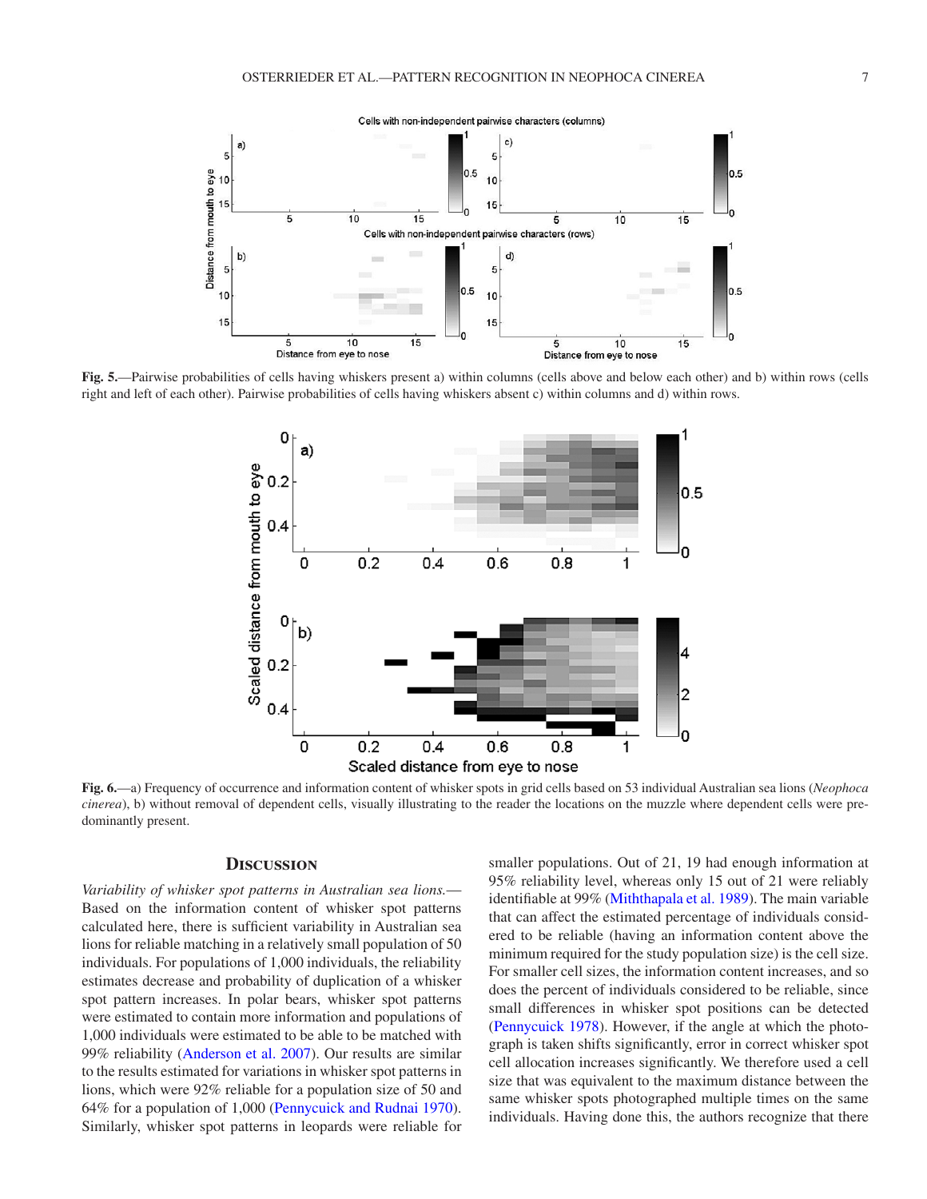**Fig. 5.**—Pairwise probabilities of cells having whiskers present a) within columns (cells above and below each other) and b) within rows (cells right and left of each other). Pairwise probabilities of cells having whiskers absent c) within columns and d) within rows.

**Fig. 6.**—a) Frequency of occurrence and information content of whisker spots in grid cells based on 53 individual Australian sea lions (*Neophoca cinerea*), b) without removal of dependent cells, visually illustrating to the reader the locations on the muzzle where dependent cells were predominantly present.

## Discussion

*Variability of whisker spot patterns in Australian sea lions.*—Based on the information content of whisker spot patterns calculated here, there is sufficient variability in Australian sea lions for reliable matching in a relatively small population of 50 individuals. For populations of 1,000 individuals, the reliability estimates decrease and probability of duplication of a whisker spot pattern increases. In polar bears, whisker spot patterns were estimated to contain more information and populations of 1,000 individuals were estimated to be able to be matched with 99% reliability (Anderson et al. 2007). Our results are similar to the results estimated for variations in whisker spot patterns in lions, which were 92% reliable for a population size of 50 and 64% for a population of 1,000 (Pennycuick and Rudnai 1970). Similarly, whisker spot patterns in leopards were reliable for smaller populations. Out of 21, 19 had enough information at 95% reliability level, whereas only 15 out of 21 were reliably identifiable at 99% (Miththapala et al. 1989). The main variable that can affect the estimated percentage of individuals considered to be reliable (having an information content above the minimum required for the study population size) is the cell size. For smaller cell sizes, the information content increases, and so does the percent of individuals considered to be reliable, since small differences in whisker spot positions can be detected (Pennycuick 1978). However, if the angle at which the photograph is taken shifts significantly, error in correct whisker spot cell allocation increases significantly. We therefore used a cell size that was equivalent to the maximum distance between the same whisker spots photographed multiple times on the same individuals. Having done this, the authors recognize that there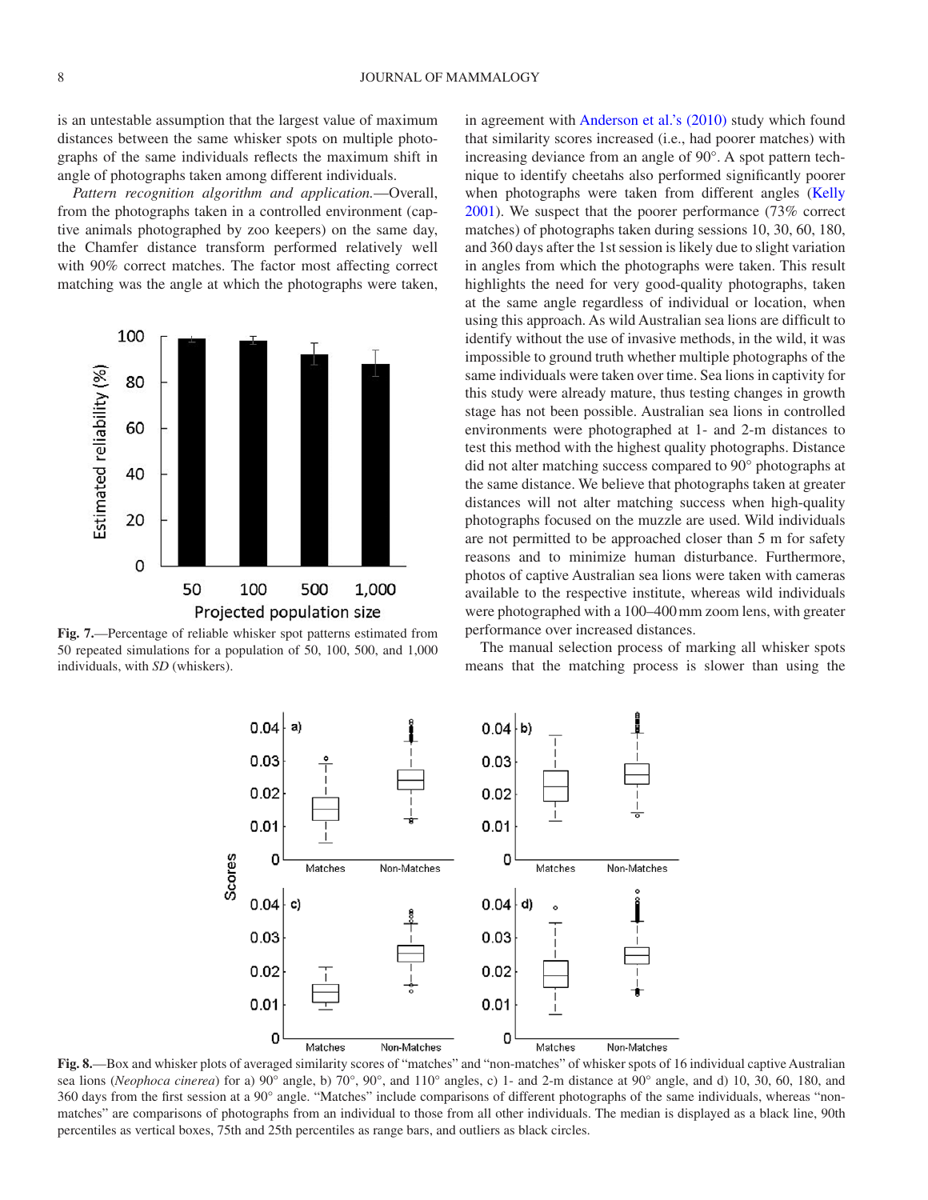is an untestable assumption that the largest value of maximum distances between the same whisker spots on multiple photographs of the same individuals reflects the maximum shift in angle of photographs taken among different individuals.

*Pattern recognition algorithm and application.*—Overall, from the photographs taken in a controlled environment (captive animals photographed by zoo keepers) on the same day, the Chamfer distance transform performed relatively well with 90% correct matches. The factor most affecting correct matching was the angle at which the photographs were taken, in agreement with Anderson et al.'s (2010) study which found that similarity scores increased (i.e., had poorer matches) with increasing deviance from an angle of 90°. A spot pattern technique to identify cheetahs also performed significantly poorer when photographs were taken from different angles (Kelly 2001). We suspect that the poorer performance (73% correct matches) of photographs taken during sessions 10, 30, 60, 180, and 360 days after the 1st session is likely due to slight variation in angles from which the photographs were taken. This result highlights the need for very good-quality photographs, taken at the same angle regardless of individual or location, when using this approach. As wild Australian sea lions are difficult to identify without the use of invasive methods, in the wild, it was impossible to ground truth whether multiple photographs of the same individuals were taken over time. Sea lions in captivity for this study were already mature, thus testing changes in growth stage has not been possible. Australian sea lions in controlled environments were photographed at 1- and 2-m distances to test this method with the highest quality photographs. Distance did not alter matching success compared to 90° photographs at the same distance. We believe that photographs taken at greater distances will not alter matching success when high-quality photographs focused on the muzzle are used. Wild individuals are not permitted to be approached closer than 5 m for safety reasons and to minimize human disturbance. Furthermore, photos of captive Australian sea lions were taken with cameras available to the respective institute, whereas wild individuals were photographed with a 100–400 mm zoom lens, with greater performance over increased distances.

The manual selection process of marking all whisker spots means that the matching process is slower than using the

**Fig. 7.**—Percentage of reliable whisker spot patterns estimated from 50 repeated simulations for a population of 50, 100, 500, and 1,000 individuals, with *SD* (whiskers).

**Fig. 8.**—Box and whisker plots of averaged similarity scores of "matches" and "non-matches" of whisker spots of 16 individual captive Australian sea lions (*Neophoca cinerea*) for a) 90° angle, b) 70°, 90°, and 110° angles, c) 1- and 2-m distance at 90° angle, and d) 10, 30, 60, 180, and 360 days from the first session at a 90° angle. "Matches" include comparisons of different photographs of the same individuals, whereas "non-matches" are comparisons of photographs from an individual to those from all other individuals. The median is displayed as a black line, 90th percentiles as vertical boxes, 75th and 25th percentiles as range bars, and outliers as black circles.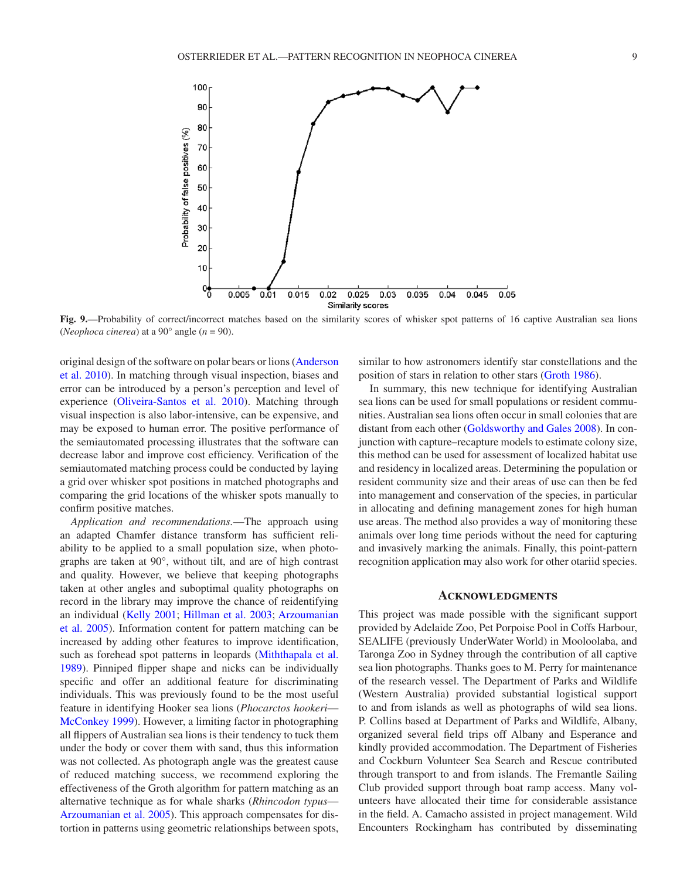**Fig. 9.**—Probability of correct/incorrect matches based on the similarity scores of whisker spot patterns of 16 captive Australian sea lions (*Neophoca cinerea*) at a 90° angle ($n = 90$).

original design of the software on polar bears or lions (Anderson et al. 2010). In matching through visual inspection, biases and error can be introduced by a person's perception and level of experience (Oliveira-Santos et al. 2010). Matching through visual inspection is also labor-intensive, can be expensive, and may be exposed to human error. The positive performance of the semiautomated processing illustrates that the software can decrease labor and improve cost efficiency. Verification of the semiautomated matching process could be conducted by laying a grid over whisker spot positions in matched photographs and comparing the grid locations of the whisker spots manually to confirm positive matches.

*Application and recommendations.*—The approach using an adapted Chamfer distance transform has sufficient reliability to be applied to a small population size, when photographs are taken at 90°, without tilt, and are of high contrast and quality. However, we believe that keeping photographs taken at other angles and suboptimal quality photographs on record in the library may improve the chance of reidentifying an individual (Kelly 2001; Hillman et al. 2003; Arzoumanian et al. 2005). Information content for pattern matching can be increased by adding other features to improve identification, such as forehead spot patterns in leopards (Miththapala et al. 1989). Pinniped flipper shape and nicks can be individually specific and offer an additional feature for discriminating individuals. This was previously found to be the most useful feature in identifying Hooker sea lions (*Phocarctos hookeri*—McConkey 1999). However, a limiting factor in photographing all flippers of Australian sea lions is their tendency to tuck them under the body or cover them with sand, thus this information was not collected. As photograph angle was the greatest cause of reduced matching success, we recommend exploring the effectiveness of the Groth algorithm for pattern matching as an alternative technique as for whale sharks (*Rhincodon typus*—Arzoumanian et al. 2005). This approach compensates for distortion in patterns using geometric relationships between spots, similar to how astronomers identify star constellations and the position of stars in relation to other stars (Groth 1986).

In summary, this new technique for identifying Australian sea lions can be used for small populations or resident communities. Australian sea lions often occur in small colonies that are distant from each other (Goldsworthy and Gales 2008). In conjunction with capture–recapture models to estimate colony size, this method can be used for assessment of localized habitat use and residency in localized areas. Determining the population or resident community size and their areas of use can then be fed into management and conservation of the species, in particular in allocating and defining management zones for high human use areas. The method also provides a way of monitoring these animals over long time periods without the need for capturing and invasively marking the animals. Finally, this point-pattern recognition application may also work for other otariid species.

## Acknowledgments

This project was made possible with the significant support provided by Adelaide Zoo, Pet Porpoise Pool in Coffs Harbour, SEALIFE (previously UnderWater World) in Mooloolaba, and Taronga Zoo in Sydney through the contribution of all captive sea lion photographs. Thanks goes to M. Perry for maintenance of the research vessel. The Department of Parks and Wildlife (Western Australia) provided substantial logistical support to and from islands as well as photographs of wild sea lions. P. Collins based at Department of Parks and Wildlife, Albany, organized several field trips off Albany and Esperance and kindly provided accommodation. The Department of Fisheries and Cockburn Volunteer Sea Search and Rescue contributed through transport to and from islands. The Fremantle Sailing Club provided support through boat ramp access. Many volunteers have allocated their time for considerable assistance in the field. A. Camacho assisted in project management. Wild Encounters Rockingham has contributed by disseminating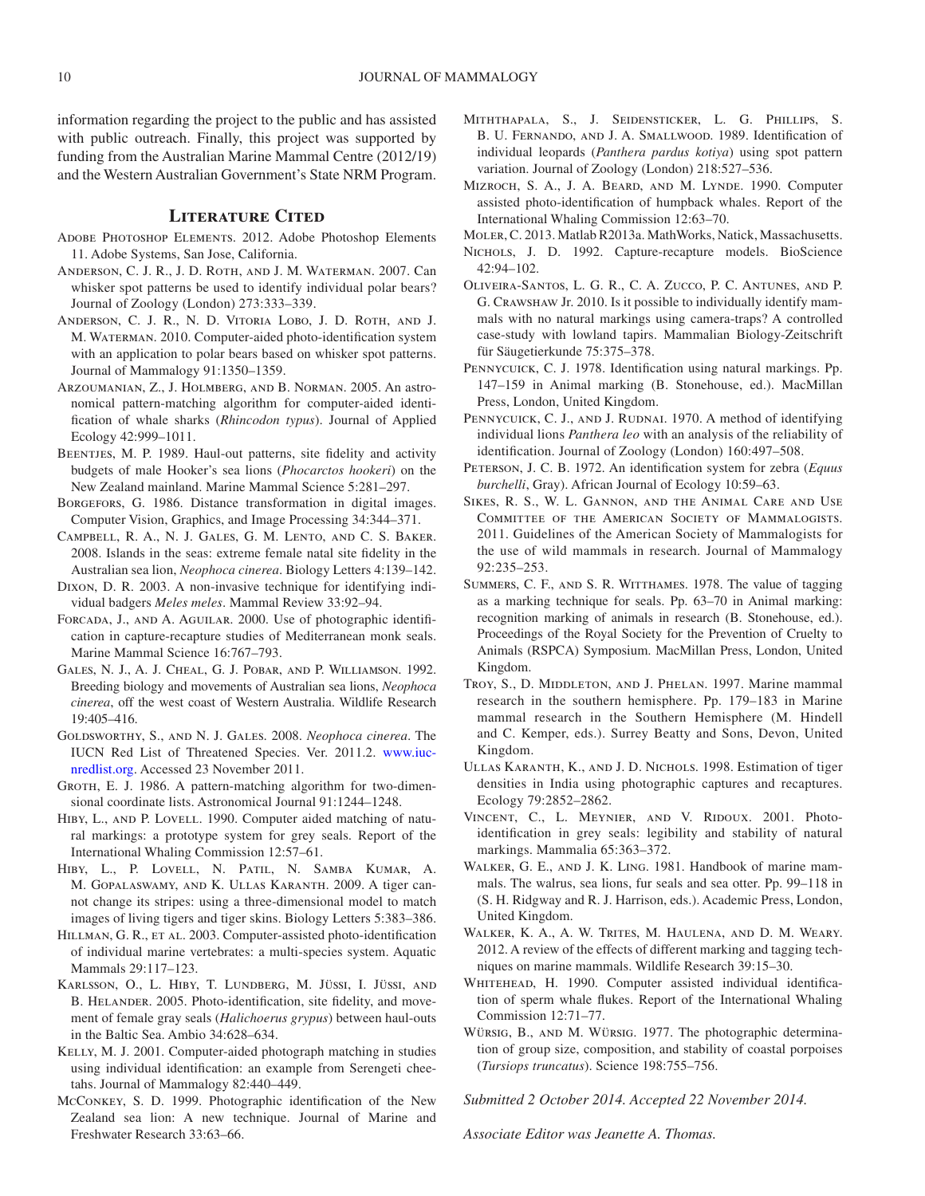information regarding the project to the public and has assisted with public outreach. Finally, this project was supported by funding from the Australian Marine Mammal Centre (2012/19) and the Western Australian Government's State NRM Program.

## Literature Cited

Adobe Photoshop Elements. 2012. Adobe Photoshop Elements 11. Adobe Systems, San Jose, California.

Anderson, C. J. R., J. D. Roth, and J. M. Waterman. 2007. Can whisker spot patterns be used to identify individual polar bears? Journal of Zoology (London) 273:333–339.

Anderson, C. J. R., N. D. Vitoria Lobo, J. D. Roth, and J. M. Waterman. 2010. Computer-aided photo-identification system with an application to polar bears based on whisker spot patterns. Journal of Mammalogy 91:1350–1359.

Arzoumanian, Z., J. Holmberg, and B. Norman. 2005. An astronomical pattern-matching algorithm for computer-aided identification of whale sharks (*Rhincodon typus*). Journal of Applied Ecology 42:999–1011.

Beentjes, M. P. 1989. Haul-out patterns, site fidelity and activity budgets of male Hooker's sea lions (*Phocarctos hookeri*) on the New Zealand mainland. Marine Mammal Science 5:281–297.

Borgefors, G. 1986. Distance transformation in digital images. Computer Vision, Graphics, and Image Processing 34:344–371.

Campbell, R. A., N. J. Gales, G. M. Lento, and C. S. Baker. 2008. Islands in the seas: extreme female natal site fidelity in the Australian sea lion, *Neophoca cinerea*. Biology Letters 4:139–142.

Dixon, D. R. 2003. A non-invasive technique for identifying individual badgers *Meles meles*. Mammal Review 33:92–94.

Forcada, J., and A. Aguilar. 2000. Use of photographic identification in capture-recapture studies of Mediterranean monk seals. Marine Mammal Science 16:767–793.

Gales, N. J., A. J. Cheal, G. J. Pobar, and P. Williamson. 1992. Breeding biology and movements of Australian sea lions, *Neophoca cinerea*, off the west coast of Western Australia. Wildlife Research 19:405–416.

Goldsworthy, S., and N. J. Gales. 2008. *Neophoca cinerea*. The IUCN Red List of Threatened Species. Ver. 2011.2. www.iucnredlist.org. Accessed 23 November 2011.

Groth, E. J. 1986. A pattern-matching algorithm for two-dimensional coordinate lists. Astronomical Journal 91:1244–1248.

Hiby, L., and P. Lovell. 1990. Computer aided matching of natural markings: a prototype system for grey seals. Report of the International Whaling Commission 12:57–61.

Hiby, L., P. Lovell, N. Patil, N. Samba Kumar, A. M. Gopalaswamy, and K. Ullas Karanth. 2009. A tiger cannot change its stripes: using a three-dimensional model to match images of living tigers and tiger skins. Biology Letters 5:383–386.

Hillman, G. R., et al. 2003. Computer-assisted photo-identification of individual marine vertebrates: a multi-species system. Aquatic Mammals 29:117–123.

Karlsson, O., L. Hiby, T. Lundberg, M. Jüssi, I. Jüssi, and B. Helander. 2005. Photo-identification, site fidelity, and movement of female gray seals (*Halichoerus grypus*) between haul-outs in the Baltic Sea. Ambio 34:628–634.

Kelly, M. J. 2001. Computer-aided photograph matching in studies using individual identification: an example from Serengeti cheetahs. Journal of Mammalogy 82:440–449.

McConkey, S. D. 1999. Photographic identification of the New Zealand sea lion: A new technique. Journal of Marine and Freshwater Research 33:63–66.

Miththapala, S., J. Seidensticker, L. G. Phillips, S. B. U. Fernando, and J. A. Smallwood. 1989. Identification of individual leopards (*Panthera pardus kotiya*) using spot pattern variation. Journal of Zoology (London) 218:527–536.

Mizroch, S. A., J. A. Beard, and M. Lynde. 1990. Computer assisted photo-identification of humpback whales. Report of the International Whaling Commission 12:63–70.

Moler, C. 2013. Matlab R2013a. MathWorks, Natick, Massachusetts.

Nichols, J. D. 1992. Capture-recapture models. BioScience 42:94–102.

Oliveira-Santos, L. G. R., C. A. Zucco, P. C. Antunes, and P. G. Crawshaw Jr. 2010. Is it possible to individually identify mammals with no natural markings using camera-traps? A controlled case-study with lowland tapirs. Mammalian Biology-Zeitschrift für Säugetierkunde 75:375–378.

Pennycuick, C. J. 1978. Identification using natural markings. Pp. 147–159 in Animal marking (B. Stonehouse, ed.). MacMillan Press, London, United Kingdom.

Pennycuick, C. J., and J. Rudnai. 1970. A method of identifying individual lions *Panthera leo* with an analysis of the reliability of identification. Journal of Zoology (London) 160:497–508.

Peterson, J. C. B. 1972. An identification system for zebra (*Equus burchelli*, Gray). African Journal of Ecology 10:59–63.

Sikes, R. S., W. L. Gannon, and the Animal Care and Use Committee of the American Society of Mammalogists. 2011. Guidelines of the American Society of Mammalogists for the use of wild mammals in research. Journal of Mammalogy 92:235–253.

Summers, C. F., and S. R. Witthames. 1978. The value of tagging as a marking technique for seals. Pp. 63–70 in Animal marking: recognition marking of animals in research (B. Stonehouse, ed.). Proceedings of the Royal Society for the Prevention of Cruelty to Animals (RSPCA) Symposium. MacMillan Press, London, United Kingdom.

Troy, S., D. Middleton, and J. Phelan. 1997. Marine mammal research in the southern hemisphere. Pp. 179–183 in Marine mammal research in the Southern Hemisphere (M. Hindell and C. Kemper, eds.). Surrey Beatty and Sons, Devon, United Kingdom.

Ullas Karanth, K., and J. D. Nichols. 1998. Estimation of tiger densities in India using photographic captures and recaptures. Ecology 79:2852–2862.

Vincent, C., L. Meynier, and V. Ridoux. 2001. Photo-identification in grey seals: legibility and stability of natural markings. Mammalia 65:363–372.

Walker, G. E., and J. K. Ling. 1981. Handbook of marine mammals. The walrus, sea lions, fur seals and sea otter. Pp. 99–118 in (S. H. Ridgway and R. J. Harrison, eds.). Academic Press, London, United Kingdom.

Walker, K. A., A. W. Trites, M. Haulena, and D. M. Weary. 2012. A review of the effects of different marking and tagging techniques on marine mammals. Wildlife Research 39:15–30.

Whitehead, H. 1990. Computer assisted individual identification of sperm whale flukes. Report of the International Whaling Commission 12:71–77.

Würsig, B., and M. Würsig. 1977. The photographic determination of group size, composition, and stability of coastal porpoises (*Tursiops truncatus*). Science 198:755–756.

*Submitted 2 October 2014. Accepted 22 November 2014.*

*Associate Editor was Jeanette A. Thomas.*